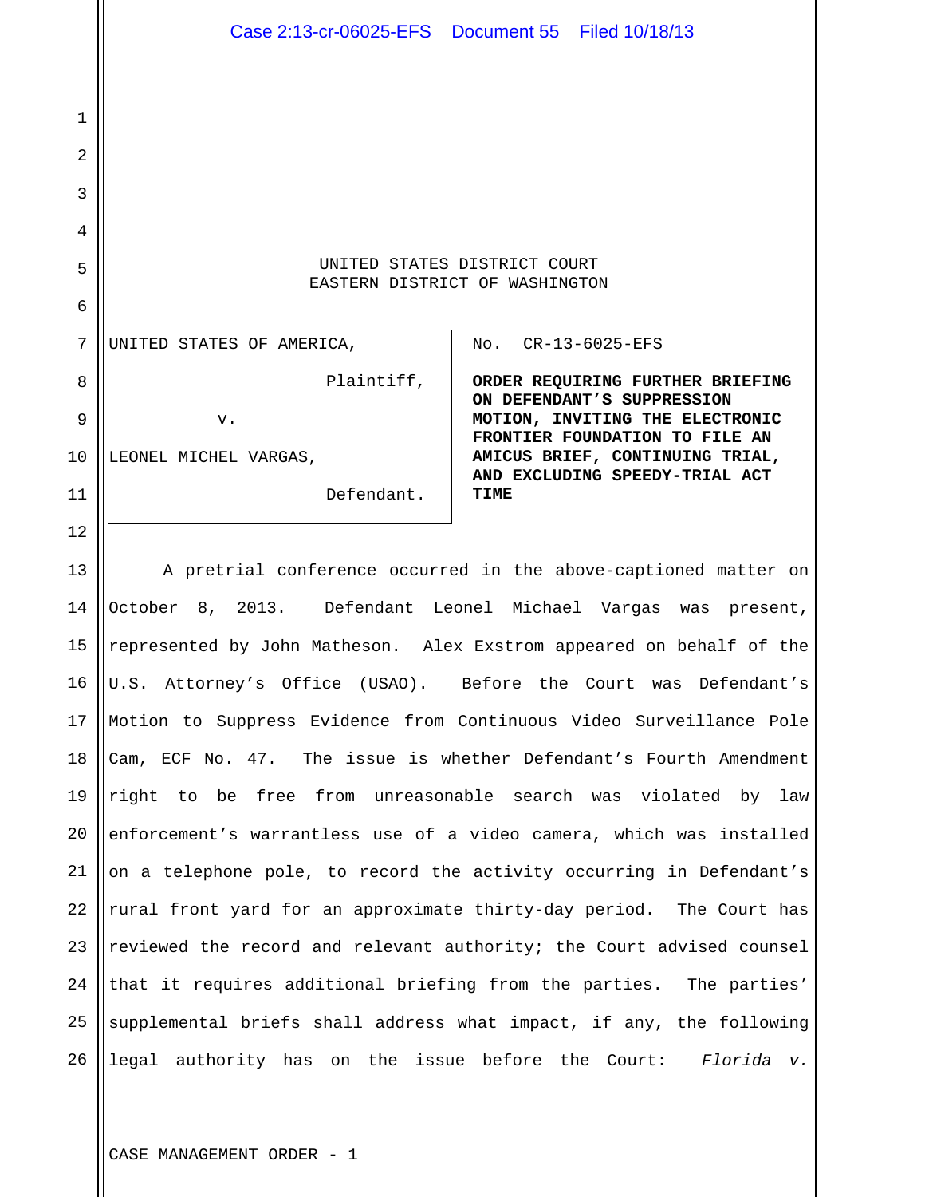UNITED STATES DISTRICT COURT
EASTERN DISTRICT OF WASHINGTON

| | |
|---|---|
| UNITED STATES OF AMERICA,<br><br>Plaintiff,<br><br>v.<br><br>LEONEL MICHEL VARGAS,<br><br>Defendant. | No. CR-13-6025-EFS<br><br>**ORDER REQUIRING FURTHER BRIEFING ON DEFENDANT'S SUPPRESSION MOTION, INVITING THE ELECTRONIC FRONTIER FOUNDATION TO FILE AN AMICUS BRIEF, CONTINUING TRIAL, AND EXCLUDING SPEEDY-TRIAL ACT TIME** |

A pretrial conference occurred in the above-captioned matter on October 8, 2013. Defendant Leonel Michael Vargas was present, represented by John Matheson. Alex Exstrom appeared on behalf of the U.S. Attorney's Office (USAO). Before the Court was Defendant's Motion to Suppress Evidence from Continuous Video Surveillance Pole Cam, ECF No. 47. The issue is whether Defendant's Fourth Amendment right to be free from unreasonable search was violated by law enforcement's warrantless use of a video camera, which was installed on a telephone pole, to record the activity occurring in Defendant's rural front yard for an approximate thirty-day period. The Court has reviewed the record and relevant authority; the Court advised counsel that it requires additional briefing from the parties. The parties' supplemental briefs shall address what impact, if any, the following legal authority has on the issue before the Court: *Florida v.*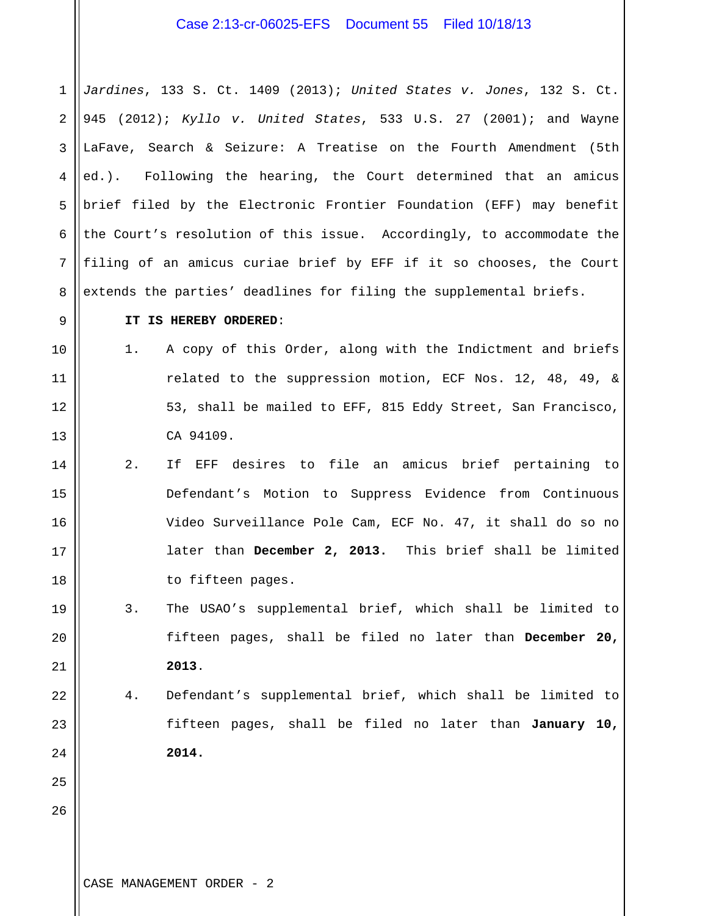*Jardines*, 133 S. Ct. 1409 (2013); *United States v. Jones*, 132 S. Ct. 945 (2012); *Kyllo v. United States*, 533 U.S. 27 (2001); and Wayne LaFave, Search & Seizure: A Treatise on the Fourth Amendment (5th ed.). Following the hearing, the Court determined that an amicus brief filed by the Electronic Frontier Foundation (EFF) may benefit the Court's resolution of this issue. Accordingly, to accommodate the filing of an amicus curiae brief by EFF if it so chooses, the Court extends the parties' deadlines for filing the supplemental briefs.

**IT IS HEREBY ORDERED**:

1. A copy of this Order, along with the Indictment and briefs related to the suppression motion, ECF Nos. 12, 48, 49, & 53, shall be mailed to EFF, 815 Eddy Street, San Francisco, CA 94109.
2. If EFF desires to file an amicus brief pertaining to Defendant's Motion to Suppress Evidence from Continuous Video Surveillance Pole Cam, ECF No. 47, it shall do so no later than **December 2, 2013.** This brief shall be limited to fifteen pages.
3. The USAO's supplemental brief, which shall be limited to fifteen pages, shall be filed no later than **December 20, 2013**.
4. Defendant's supplemental brief, which shall be limited to fifteen pages, shall be filed no later than **January 10, 2014.**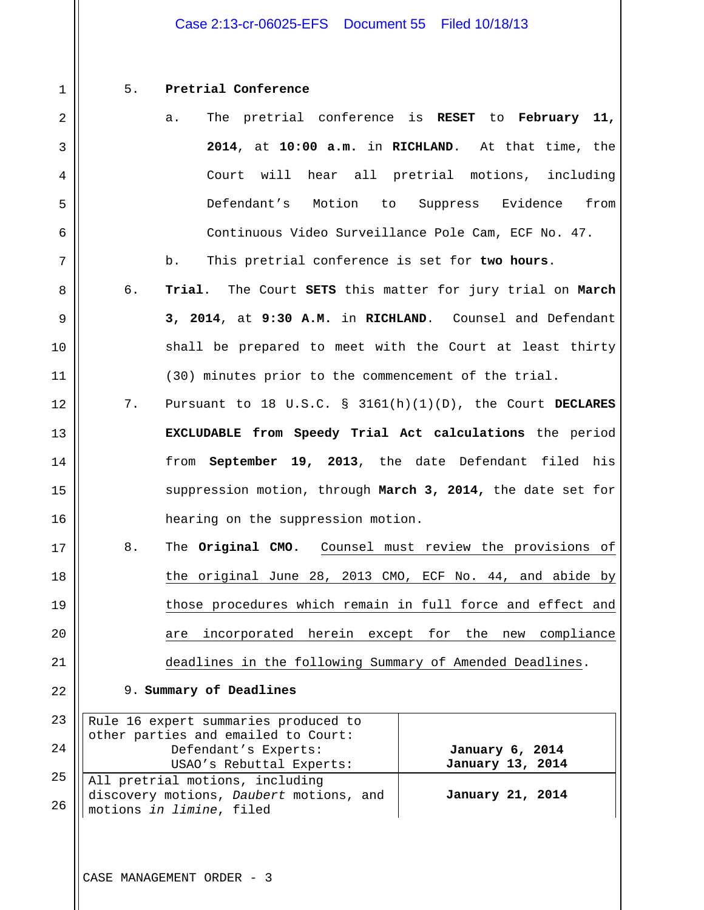5. **Pretrial Conference**

   a. The pretrial conference is **RESET** to **February 11, 2014**, at **10:00 a.m.** in **RICHLAND**. At that time, the Court will hear all pretrial motions, including Defendant's Motion to Suppress Evidence from Continuous Video Surveillance Pole Cam, ECF No. 47.

   b. This pretrial conference is set for **two hours**.

6. **Trial**. The Court **SETS** this matter for jury trial on **March 3, 2014**, at **9:30 A.M.** in **RICHLAND**. Counsel and Defendant shall be prepared to meet with the Court at least thirty (30) minutes prior to the commencement of the trial.

7. Pursuant to 18 U.S.C. § 3161(h)(1)(D), the Court **DECLARES EXCLUDABLE from Speedy Trial Act calculations** the period from **September 19, 2013**, the date Defendant filed his suppression motion, through **March 3, 2014,** the date set for hearing on the suppression motion.

8. The **Original CMO.** Counsel must review the provisions of the original June 28, 2013 CMO, ECF No. 44, and abide by those procedures which remain in full force and effect and are incorporated herein except for the new compliance deadlines in the following Summary of Amended Deadlines.

9. **Summary of Deadlines**

| | |
|---|---|
| Rule 16 expert summaries produced to other parties and emailed to Court:<br>Defendant's Experts:<br>USAO's Rebuttal Experts: | <br><br>**January 6, 2014**<br>**January 13, 2014** |
| All pretrial motions, including discovery motions, *Daubert* motions, and motions *in limine*, filed | **January 21, 2014** |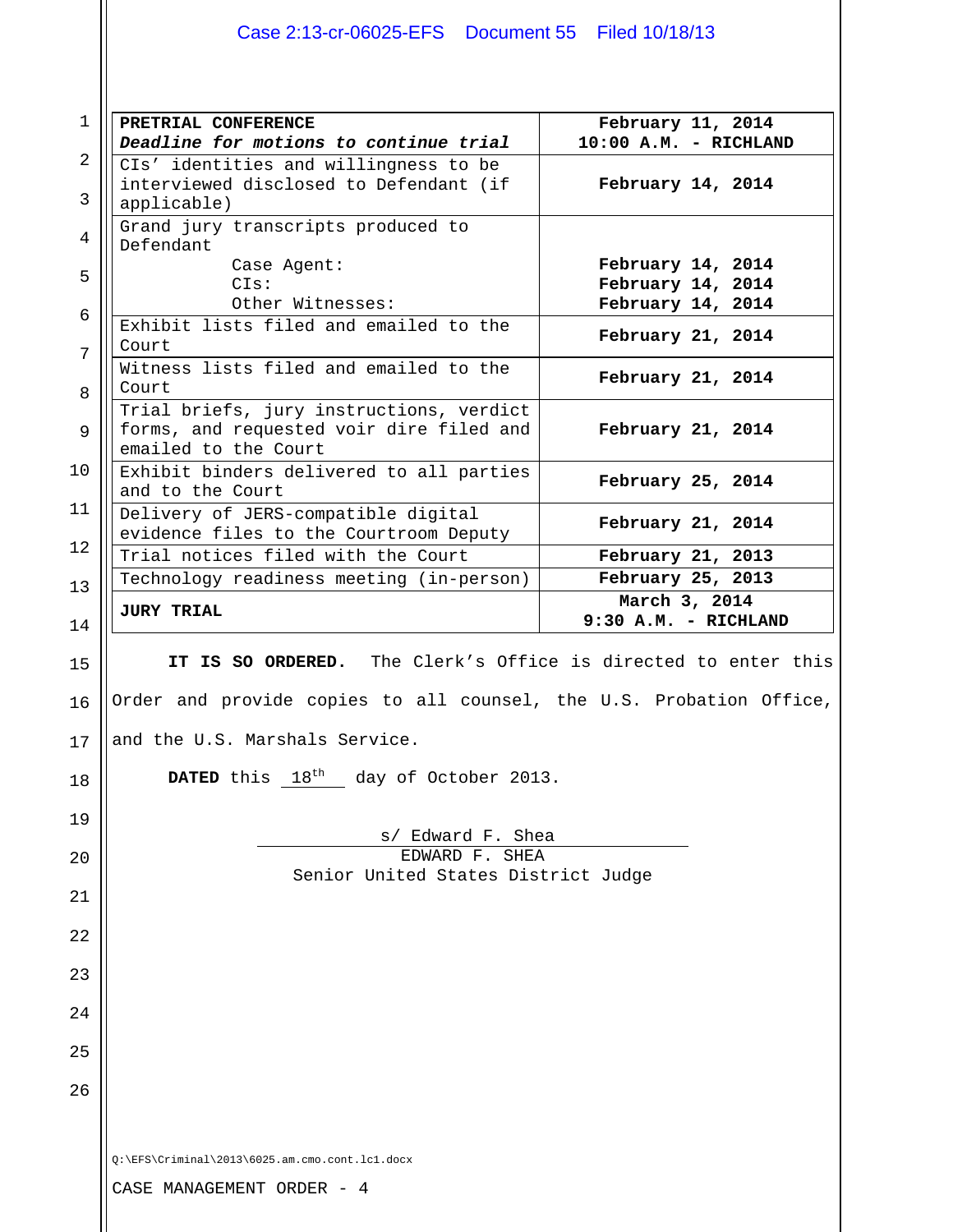| | |
|---|---|
| **PRETRIAL CONFERENCE** ***Deadline for motions to continue trial*** | **February 11, 2014 10:00 A.M. - RICHLAND** |
| CIs' identities and willingness to be interviewed disclosed to Defendant (if applicable) | **February 14, 2014** |
| Grand jury transcripts produced to Defendant<br>Case Agent:<br>CIs:<br>Other Witnesses: | <br><br>**February 14, 2014**<br>**February 14, 2014**<br>**February 14, 2014** |
| Exhibit lists filed and emailed to the Court | **February 21, 2014** |
| Witness lists filed and emailed to the Court | **February 21, 2014** |
| Trial briefs, jury instructions, verdict forms, and requested voir dire filed and emailed to the Court | **February 21, 2014** |
| Exhibit binders delivered to all parties and to the Court | **February 25, 2014** |
| Delivery of JERS-compatible digital evidence files to the Courtroom Deputy | **February 21, 2014** |
| Trial notices filed with the Court | **February 21, 2013** |
| Technology readiness meeting (in-person) | **February 25, 2013** |
| **JURY TRIAL** | **March 3, 2014 9:30 A.M. - RICHLAND** |

**IT IS SO ORDERED.** The Clerk's Office is directed to enter this Order and provide copies to all counsel, the U.S. Probation Office, and the U.S. Marshals Service.

**DATED** this 18th day of October 2013.

s/ Edward F. Shea
EDWARD F. SHEA
Senior United States District Judge

Q:\EFS\Criminal\2013\6025.am.cmo.cont.lc1.docx

CASE MANAGEMENT ORDER - 4